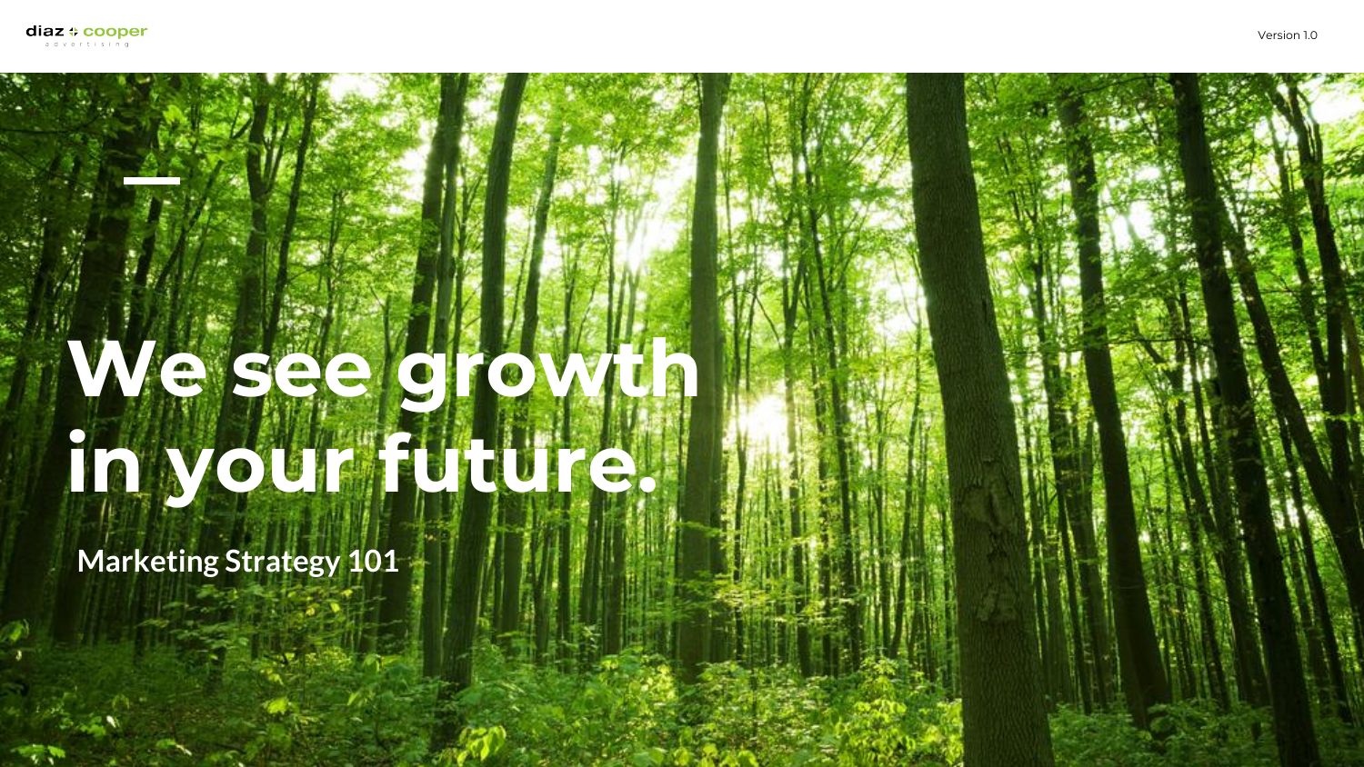diaz + cooper
advertising

Version 1.0

# We see growth in your future.

**Marketing Strategy 101**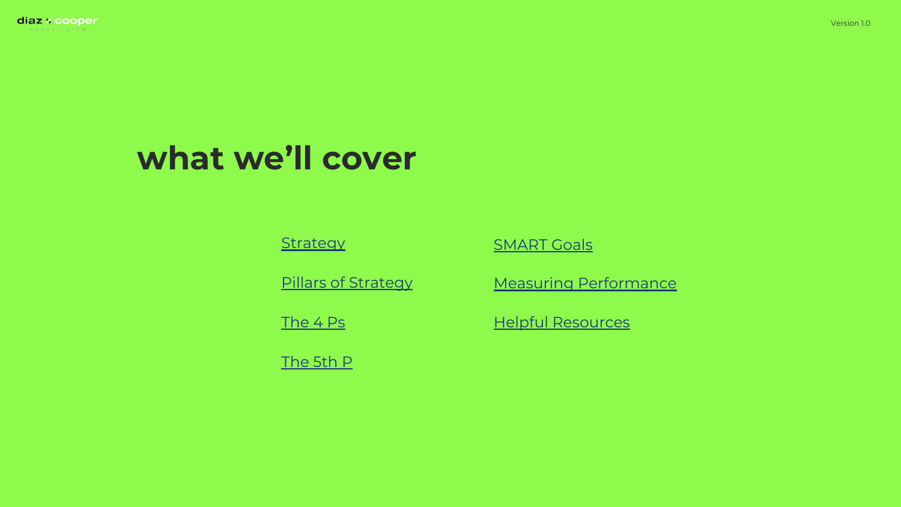# what we'll cover

- Strategy
- Pillars of Strategy
- The 4 Ps
- The 5th P
- SMART Goals
- Measuring Performance
- Helpful Resources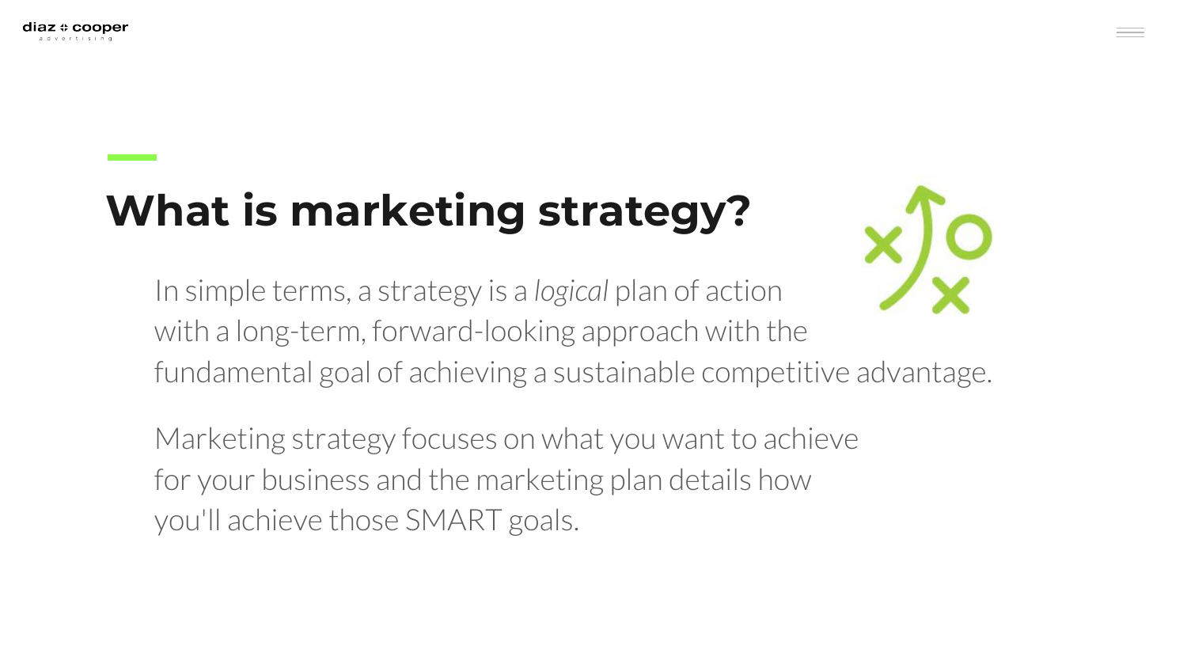# What is marketing strategy?

In simple terms, a strategy is a *logical* plan of action with a long-term, forward-looking approach with the fundamental goal of achieving a sustainable competitive advantage.

Marketing strategy focuses on what you want to achieve for your business and the marketing plan details how you'll achieve those SMART goals.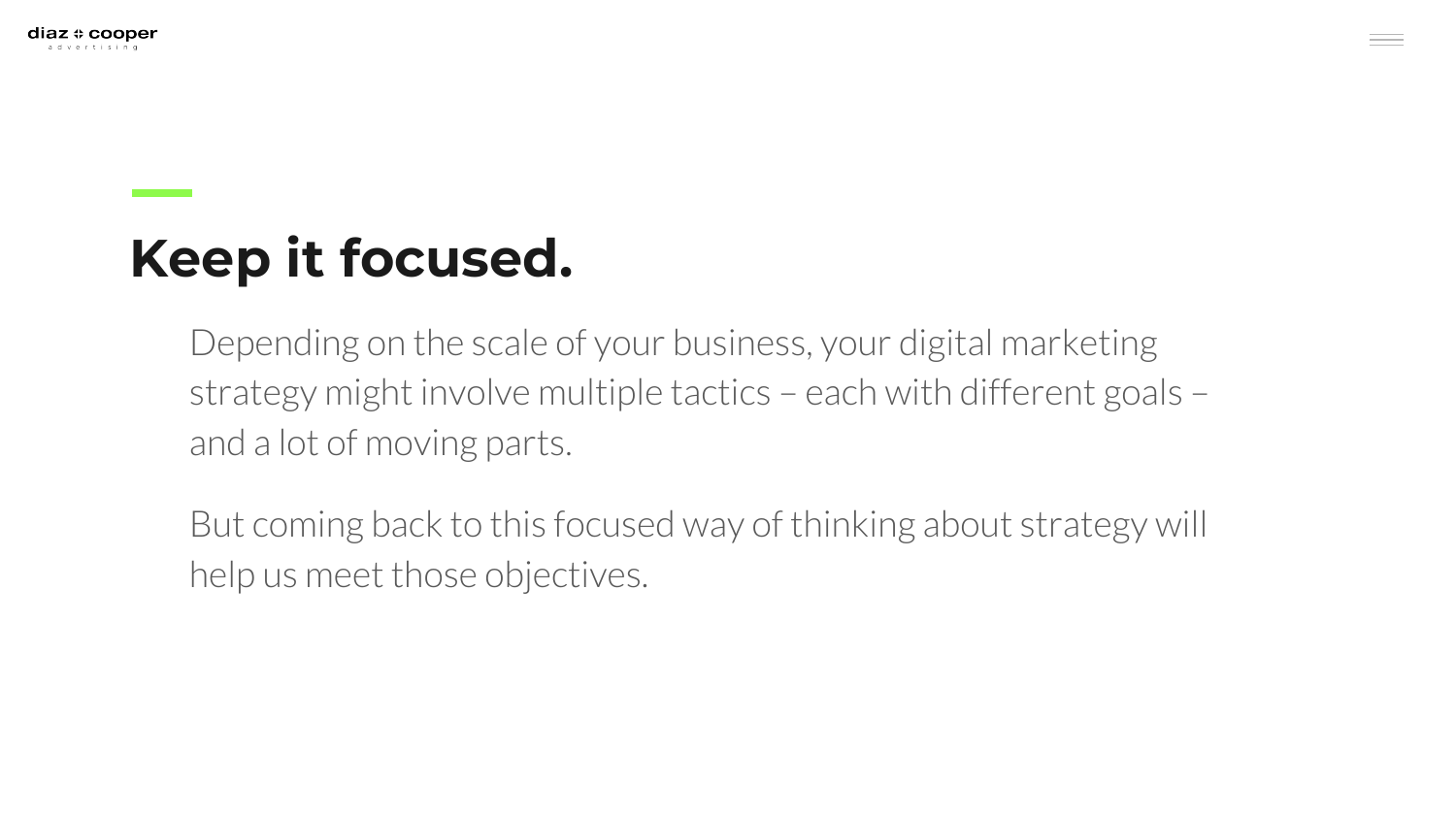# Keep it focused.

Depending on the scale of your business, your digital marketing strategy might involve multiple tactics – each with different goals – and a lot of moving parts.

But coming back to this focused way of thinking about strategy will help us meet those objectives.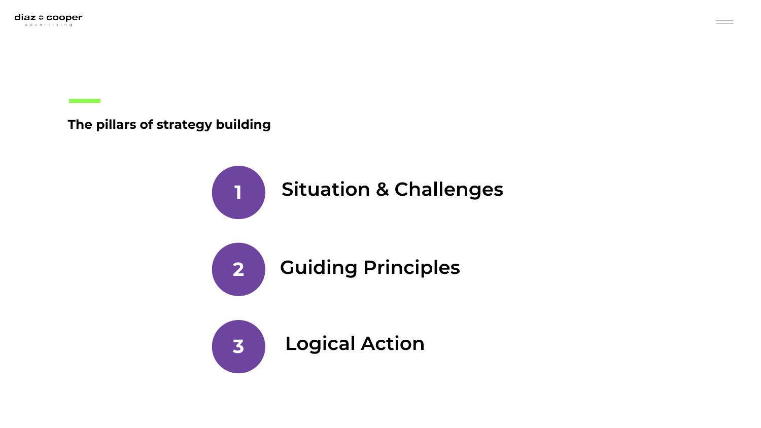## The pillars of strategy building

1. Situation & Challenges
2. Guiding Principles
3. Logical Action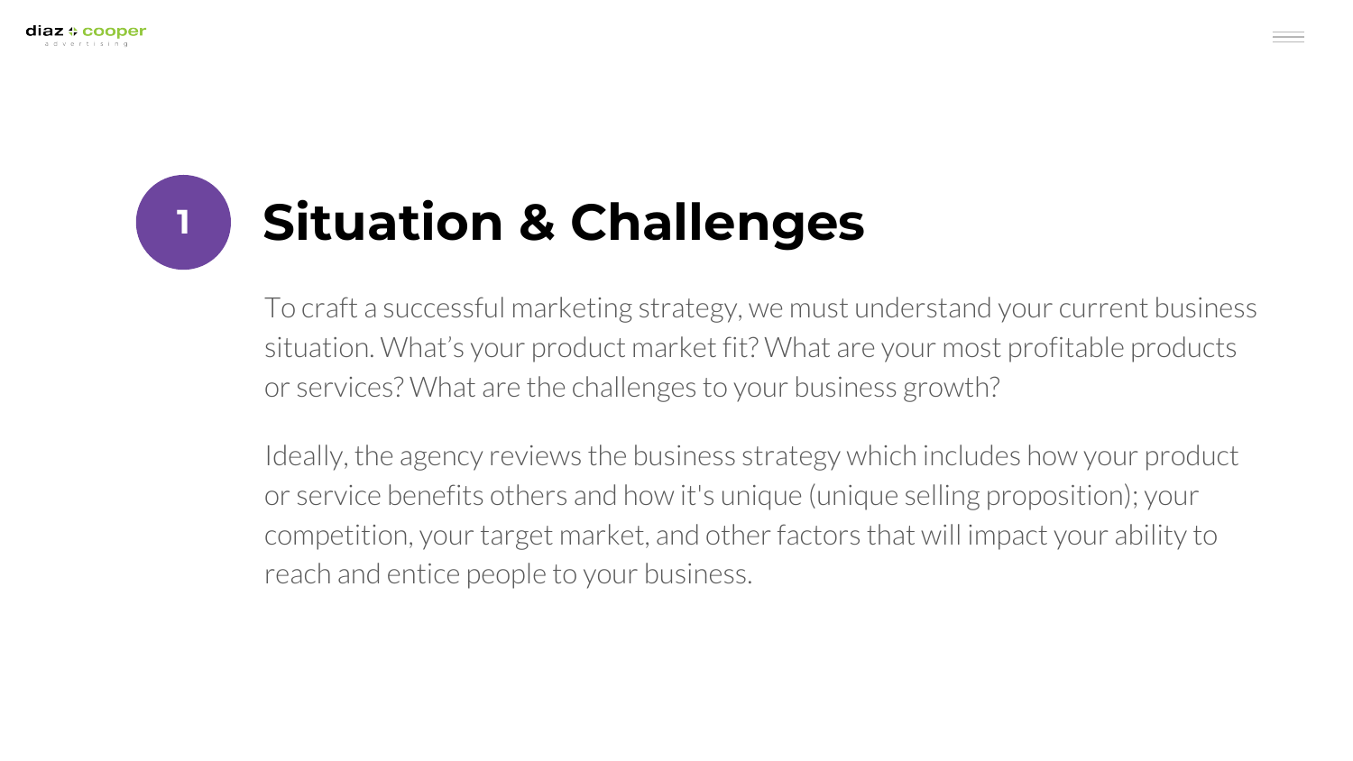## 1 Situation & Challenges

To craft a successful marketing strategy, we must understand your current business situation. What's your product market fit? What are your most profitable products or services? What are the challenges to your business growth?

Ideally, the agency reviews the business strategy which includes how your product or service benefits others and how it's unique (unique selling proposition); your competition, your target market, and other factors that will impact your ability to reach and entice people to your business.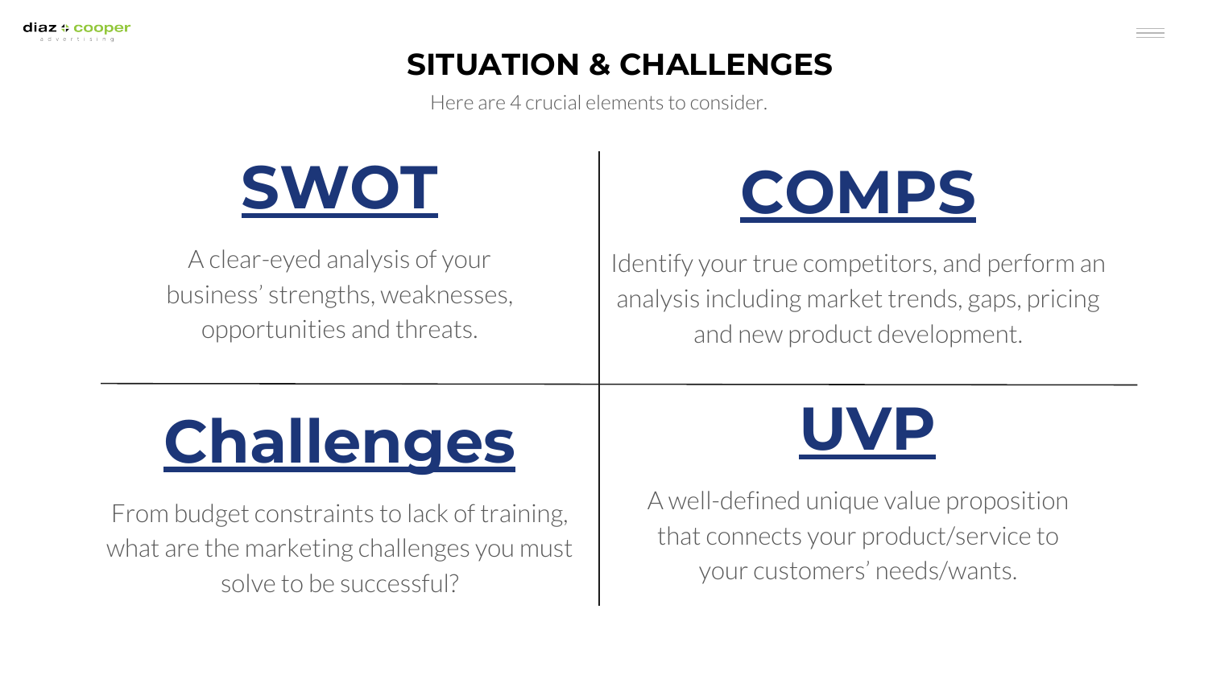# SITUATION & CHALLENGES

Here are 4 crucial elements to consider.

## SWOT

A clear-eyed analysis of your business' strengths, weaknesses, opportunities and threats.

## COMPS

Identify your true competitors, and perform an analysis including market trends, gaps, pricing and new product development.

## Challenges

From budget constraints to lack of training, what are the marketing challenges you must solve to be successful?

## UVP

A well-defined unique value proposition that connects your product/service to your customers' needs/wants.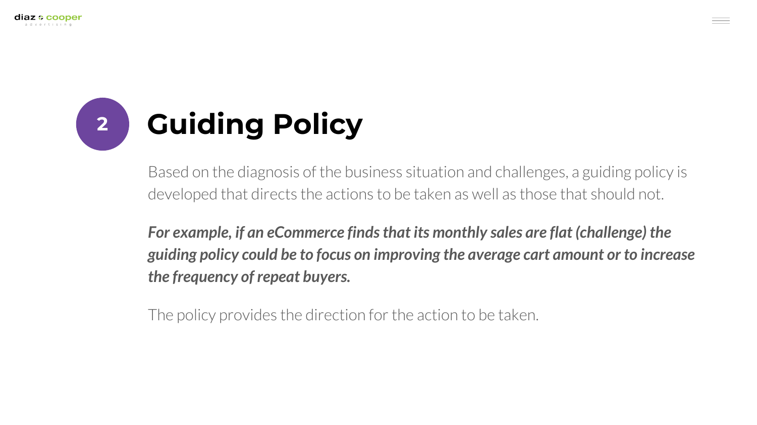# 2 Guiding Policy

Based on the diagnosis of the business situation and challenges, a guiding policy is developed that directs the actions to be taken as well as those that should not.

***For example, if an eCommerce finds that its monthly sales are flat (challenge) the guiding policy could be to focus on improving the average cart amount or to increase the frequency of repeat buyers.***

The policy provides the direction for the action to be taken.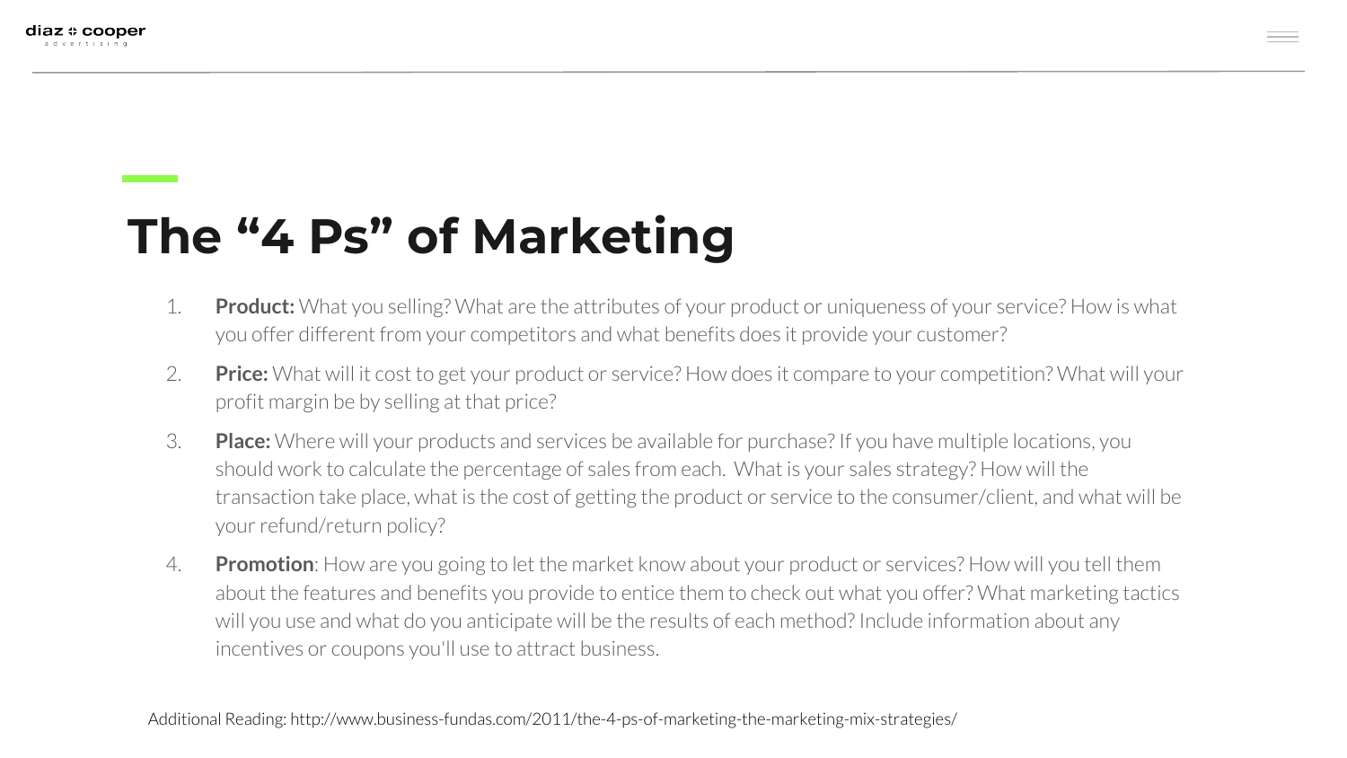# The "4 Ps" of Marketing

1. **Product:** What you selling? What are the attributes of your product or uniqueness of your service? How is what you offer different from your competitors and what benefits does it provide your customer?
2. **Price:** What will it cost to get your product or service? How does it compare to your competition? What will your profit margin be by selling at that price?
3. **Place:** Where will your products and services be available for purchase? If you have multiple locations, you should work to calculate the percentage of sales from each. What is your sales strategy? How will the transaction take place, what is the cost of getting the product or service to the consumer/client, and what will be your refund/return policy?
4. **Promotion**: How are you going to let the market know about your product or services? How will you tell them about the features and benefits you provide to entice them to check out what you offer? What marketing tactics will you use and what do you anticipate will be the results of each method? Include information about any incentives or coupons you'll use to attract business.

Additional Reading: http://www.business-fundas.com/2011/the-4-ps-of-marketing-the-marketing-mix-strategies/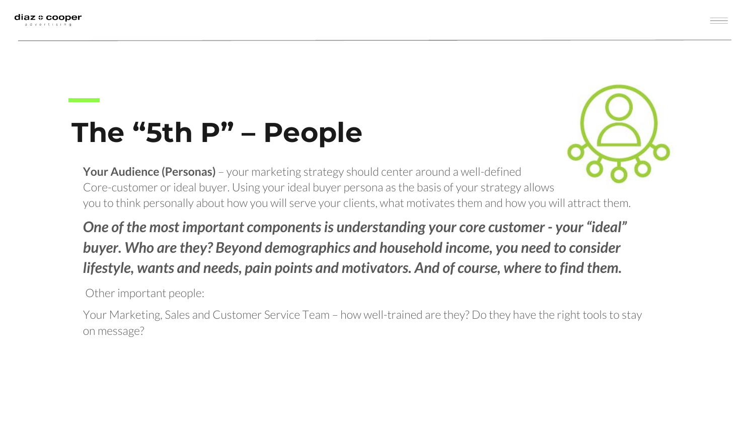# The "5th P" – People

**Your Audience (Personas)** – your marketing strategy should center around a well-defined Core-customer or ideal buyer. Using your ideal buyer persona as the basis of your strategy allows you to think personally about how you will serve your clients, what motivates them and how you will attract them.

***One of the most important components is understanding your core customer - your "ideal" buyer. Who are they? Beyond demographics and household income, you need to consider lifestyle, wants and needs, pain points and motivators. And of course, where to find them.***

Other important people:

Your Marketing, Sales and Customer Service Team – how well-trained are they? Do they have the right tools to stay on message?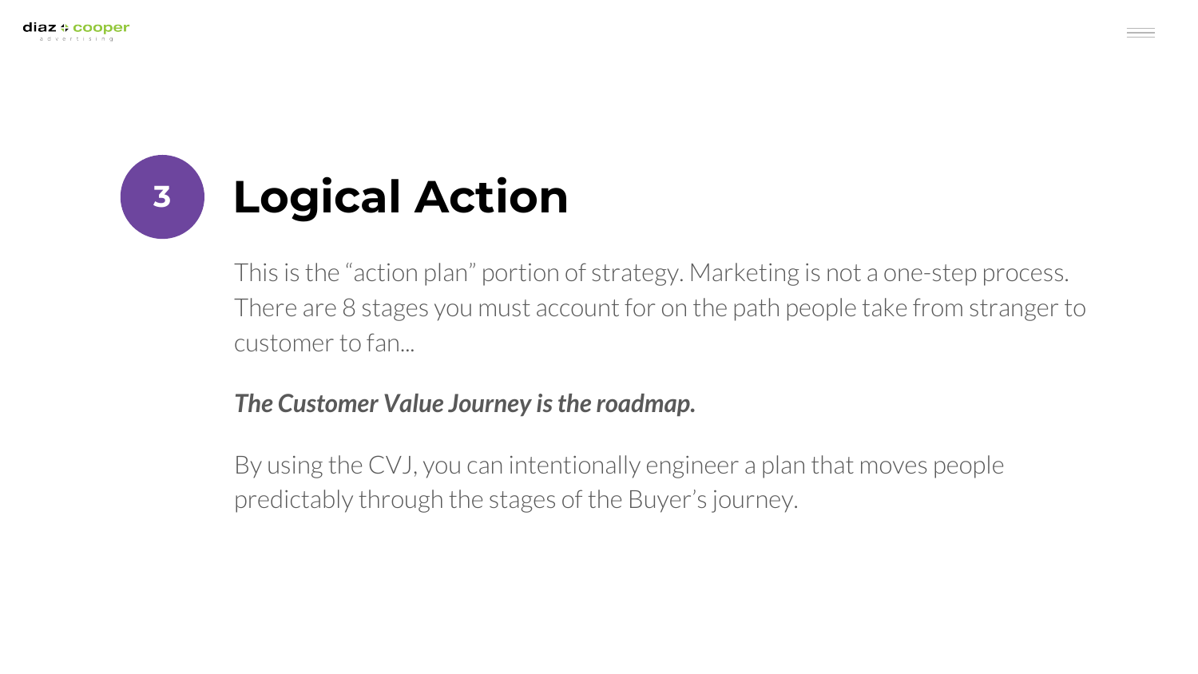# 3 Logical Action

This is the “action plan” portion of strategy. Marketing is not a one-step process. There are 8 stages you must account for on the path people take from stranger to customer to fan...

***The Customer Value Journey is the roadmap.***

By using the CVJ, you can intentionally engineer a plan that moves people predictably through the stages of the Buyer’s journey.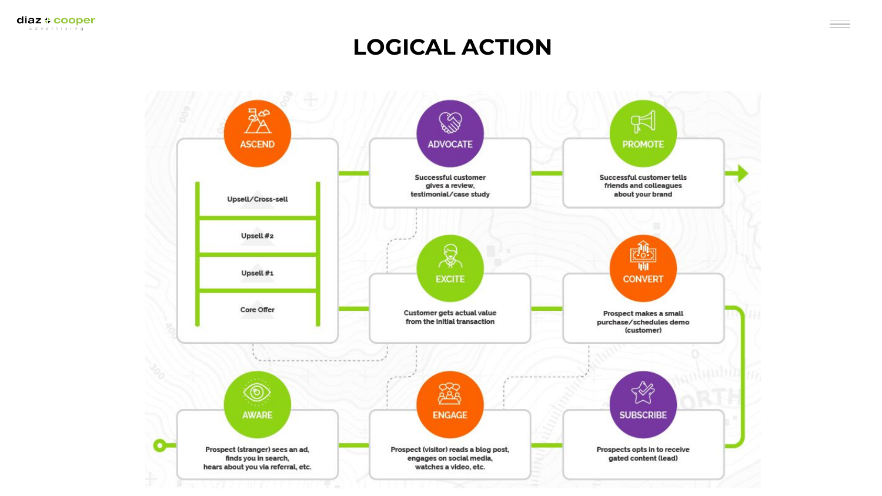# LOGICAL ACTION

**AWARE**

Prospect (stranger) sees an ad, finds you in search, hears about you via referral, etc.

**ENGAGE**

Prospect (visitor) reads a blog post, engages on social media, watches a video, etc.

**SUBSCRIBE**

Prospects opts in to receive gated content (lead)

**CONVERT**

Prospect makes a small purchase/schedules demo (customer)

**EXCITE**

Customer gets actual value from the initial transaction

**ASCEND**

- Upsell/Cross-sell
- Upsell #2
- Upsell #1
- Core Offer

**ADVOCATE**

Successful customer gives a review, testimonial/case study

**PROMOTE**

Successful customer tells friends and colleagues about your brand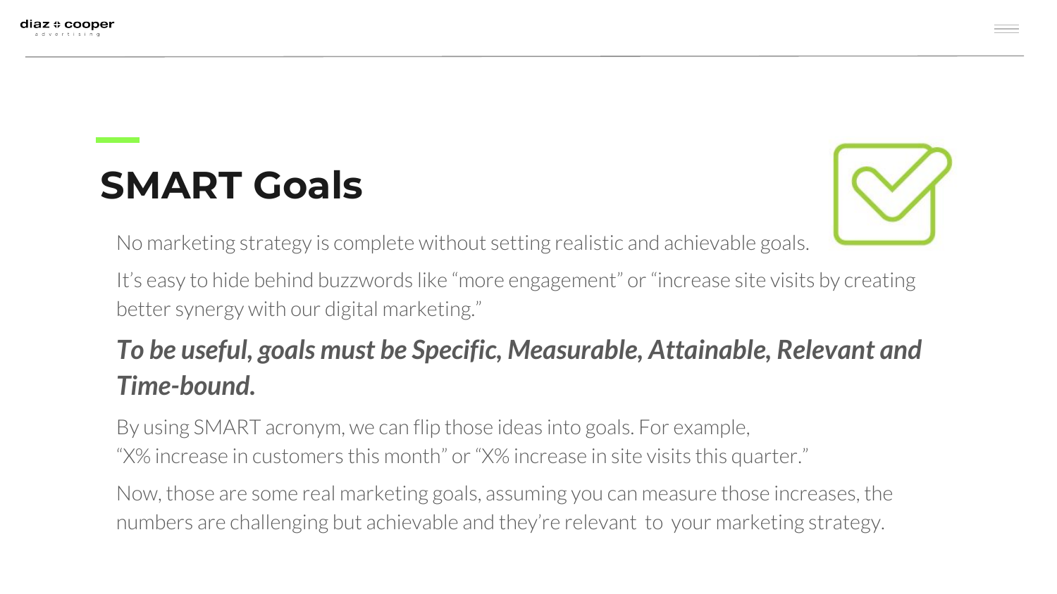# SMART Goals

No marketing strategy is complete without setting realistic and achievable goals.

It's easy to hide behind buzzwords like "more engagement" or "increase site visits by creating better synergy with our digital marketing."

***To be useful, goals must be Specific, Measurable, Attainable, Relevant and Time-bound.***

By using SMART acronym, we can flip those ideas into goals. For example, "X% increase in customers this month" or "X% increase in site visits this quarter."

Now, those are some real marketing goals, assuming you can measure those increases, the numbers are challenging but achievable and they're relevant to your marketing strategy.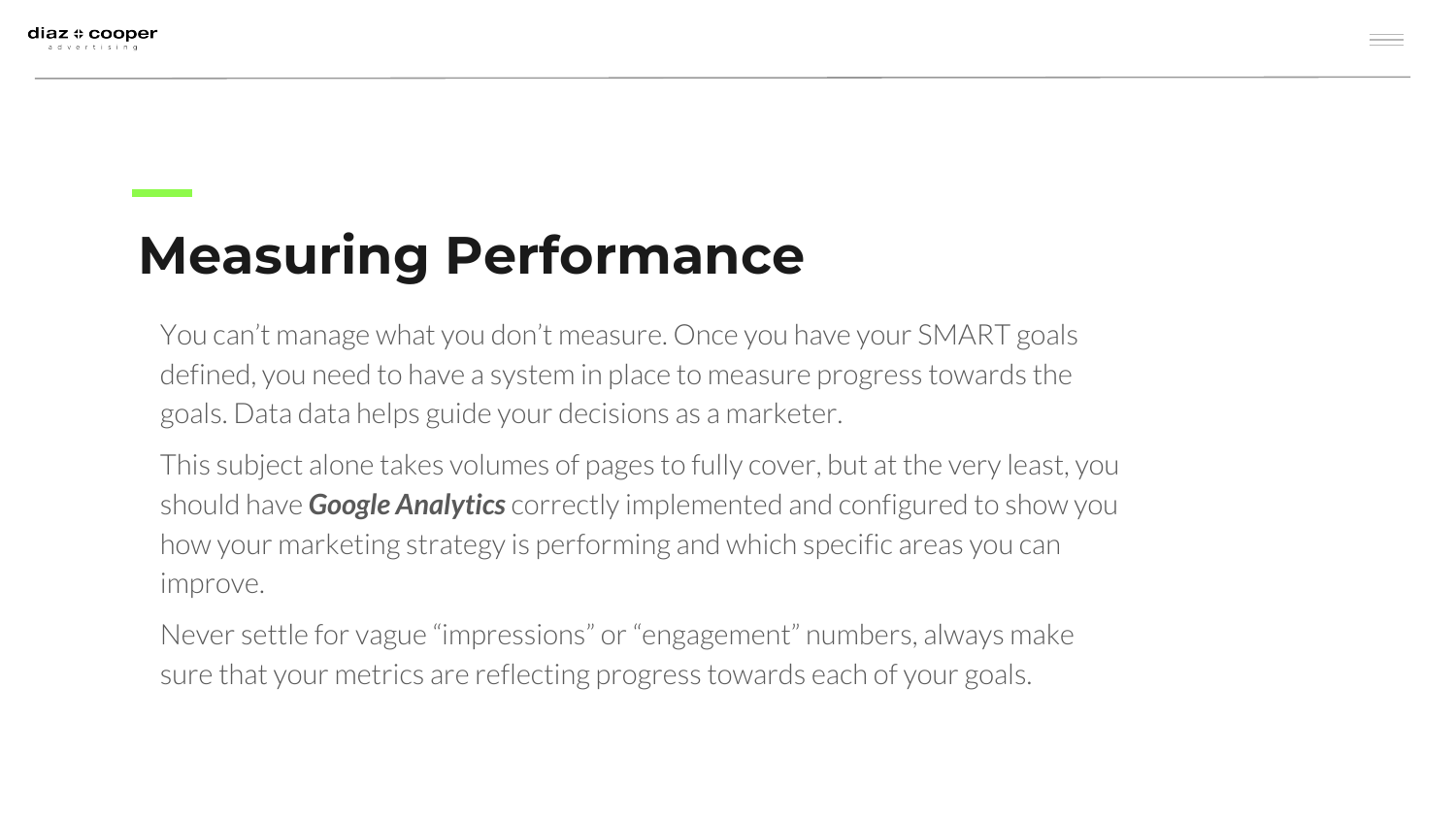# Measuring Performance

You can't manage what you don't measure. Once you have your SMART goals defined, you need to have a system in place to measure progress towards the goals. Data data helps guide your decisions as a marketer.

This subject alone takes volumes of pages to fully cover, but at the very least, you should have ***Google Analytics*** correctly implemented and configured to show you how your marketing strategy is performing and which specific areas you can improve.

Never settle for vague "impressions" or "engagement" numbers, always make sure that your metrics are reflecting progress towards each of your goals.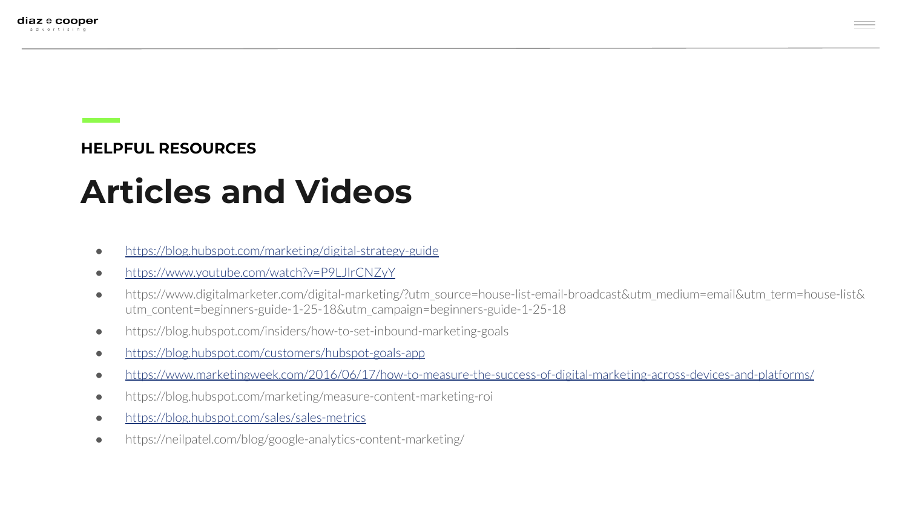HELPFUL RESOURCES

# Articles and Videos

- https://blog.hubspot.com/marketing/digital-strategy-guide
- https://www.youtube.com/watch?v=P9LJlrCNZyY
- https://www.digitalmarketer.com/digital-marketing/?utm_source=house-list-email-broadcast&utm_medium=email&utm_term=house-list&utm_content=beginners-guide-1-25-18&utm_campaign=beginners-guide-1-25-18
- https://blog.hubspot.com/insiders/how-to-set-inbound-marketing-goals
- https://blog.hubspot.com/customers/hubspot-goals-app
- https://www.marketingweek.com/2016/06/17/how-to-measure-the-success-of-digital-marketing-across-devices-and-platforms/
- https://blog.hubspot.com/marketing/measure-content-marketing-roi
- https://blog.hubspot.com/sales/sales-metrics
- https://neilpatel.com/blog/google-analytics-content-marketing/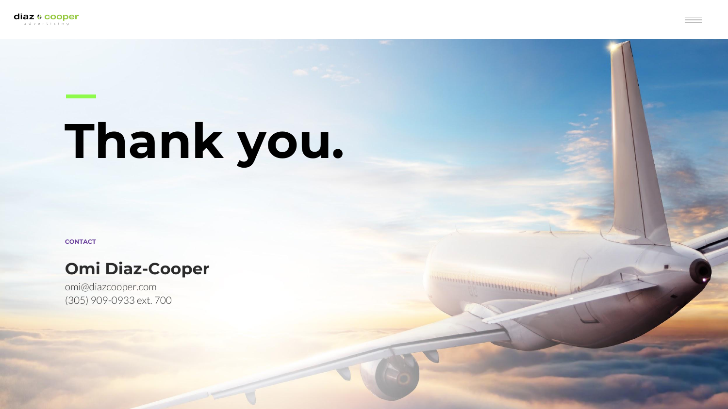diaz + cooper advertising

# Thank you.

CONTACT

## Omi Diaz-Cooper

omi@diazcooper.com
(305) 909-0933 ext. 700